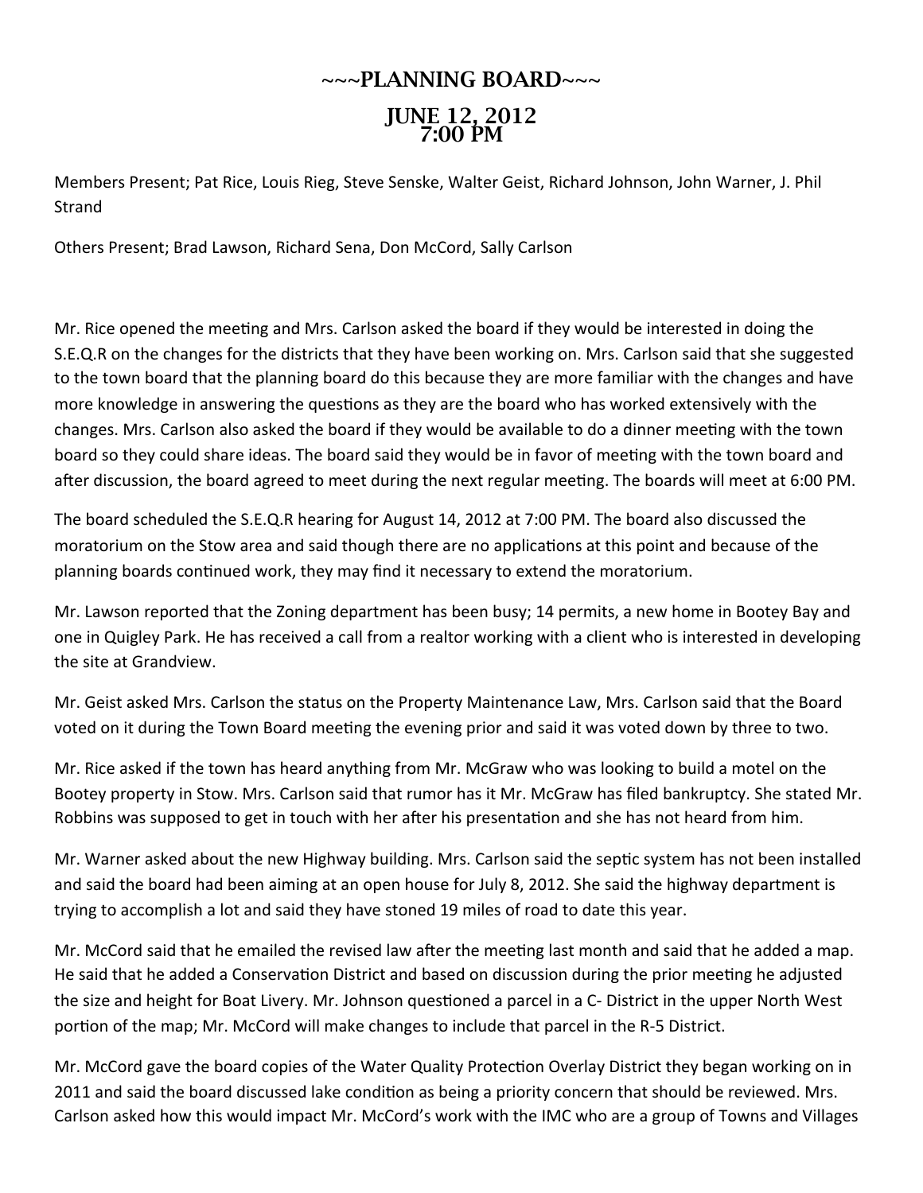# ~~~PLANNING BOARD~~~

## JUNE 12, 2012
## 7:00 PM

Members Present; Pat Rice, Louis Rieg, Steve Senske, Walter Geist, Richard Johnson, John Warner, J. Phil Strand

Others Present; Brad Lawson, Richard Sena, Don McCord, Sally Carlson

Mr. Rice opened the meeting and Mrs. Carlson asked the board if they would be interested in doing the S.E.Q.R on the changes for the districts that they have been working on. Mrs. Carlson said that she suggested to the town board that the planning board do this because they are more familiar with the changes and have more knowledge in answering the questions as they are the board who has worked extensively with the changes. Mrs. Carlson also asked the board if they would be available to do a dinner meeting with the town board so they could share ideas. The board said they would be in favor of meeting with the town board and after discussion, the board agreed to meet during the next regular meeting. The boards will meet at 6:00 PM.

The board scheduled the S.E.Q.R hearing for August 14, 2012 at 7:00 PM. The board also discussed the moratorium on the Stow area and said though there are no applications at this point and because of the planning boards continued work, they may find it necessary to extend the moratorium.

Mr. Lawson reported that the Zoning department has been busy; 14 permits, a new home in Bootey Bay and one in Quigley Park. He has received a call from a realtor working with a client who is interested in developing the site at Grandview.

Mr. Geist asked Mrs. Carlson the status on the Property Maintenance Law, Mrs. Carlson said that the Board voted on it during the Town Board meeting the evening prior and said it was voted down by three to two.

Mr. Rice asked if the town has heard anything from Mr. McGraw who was looking to build a motel on the Bootey property in Stow. Mrs. Carlson said that rumor has it Mr. McGraw has filed bankruptcy. She stated Mr. Robbins was supposed to get in touch with her after his presentation and she has not heard from him.

Mr. Warner asked about the new Highway building. Mrs. Carlson said the septic system has not been installed and said the board had been aiming at an open house for July 8, 2012. She said the highway department is trying to accomplish a lot and said they have stoned 19 miles of road to date this year.

Mr. McCord said that he emailed the revised law after the meeting last month and said that he added a map. He said that he added a Conservation District and based on discussion during the prior meeting he adjusted the size and height for Boat Livery. Mr. Johnson questioned a parcel in a C- District in the upper North West portion of the map; Mr. McCord will make changes to include that parcel in the R-5 District.

Mr. McCord gave the board copies of the Water Quality Protection Overlay District they began working on in 2011 and said the board discussed lake condition as being a priority concern that should be reviewed. Mrs. Carlson asked how this would impact Mr. McCord's work with the IMC who are a group of Towns and Villages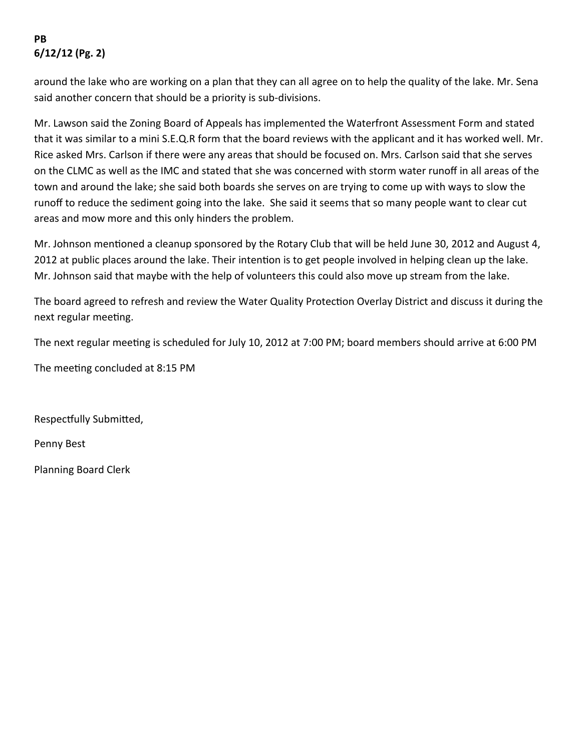around the lake who are working on a plan that they can all agree on to help the quality of the lake. Mr. Sena said another concern that should be a priority is sub-divisions.

Mr. Lawson said the Zoning Board of Appeals has implemented the Waterfront Assessment Form and stated that it was similar to a mini S.E.Q.R form that the board reviews with the applicant and it has worked well. Mr. Rice asked Mrs. Carlson if there were any areas that should be focused on. Mrs. Carlson said that she serves on the CLMC as well as the IMC and stated that she was concerned with storm water runoff in all areas of the town and around the lake; she said both boards she serves on are trying to come up with ways to slow the runoff to reduce the sediment going into the lake. She said it seems that so many people want to clear cut areas and mow more and this only hinders the problem.

Mr. Johnson mentioned a cleanup sponsored by the Rotary Club that will be held June 30, 2012 and August 4, 2012 at public places around the lake. Their intention is to get people involved in helping clean up the lake. Mr. Johnson said that maybe with the help of volunteers this could also move up stream from the lake.

The board agreed to refresh and review the Water Quality Protection Overlay District and discuss it during the next regular meeting.

The next regular meeting is scheduled for July 10, 2012 at 7:00 PM; board members should arrive at 6:00 PM

The meeting concluded at 8:15 PM

Respectfully Submitted,

Penny Best

Planning Board Clerk